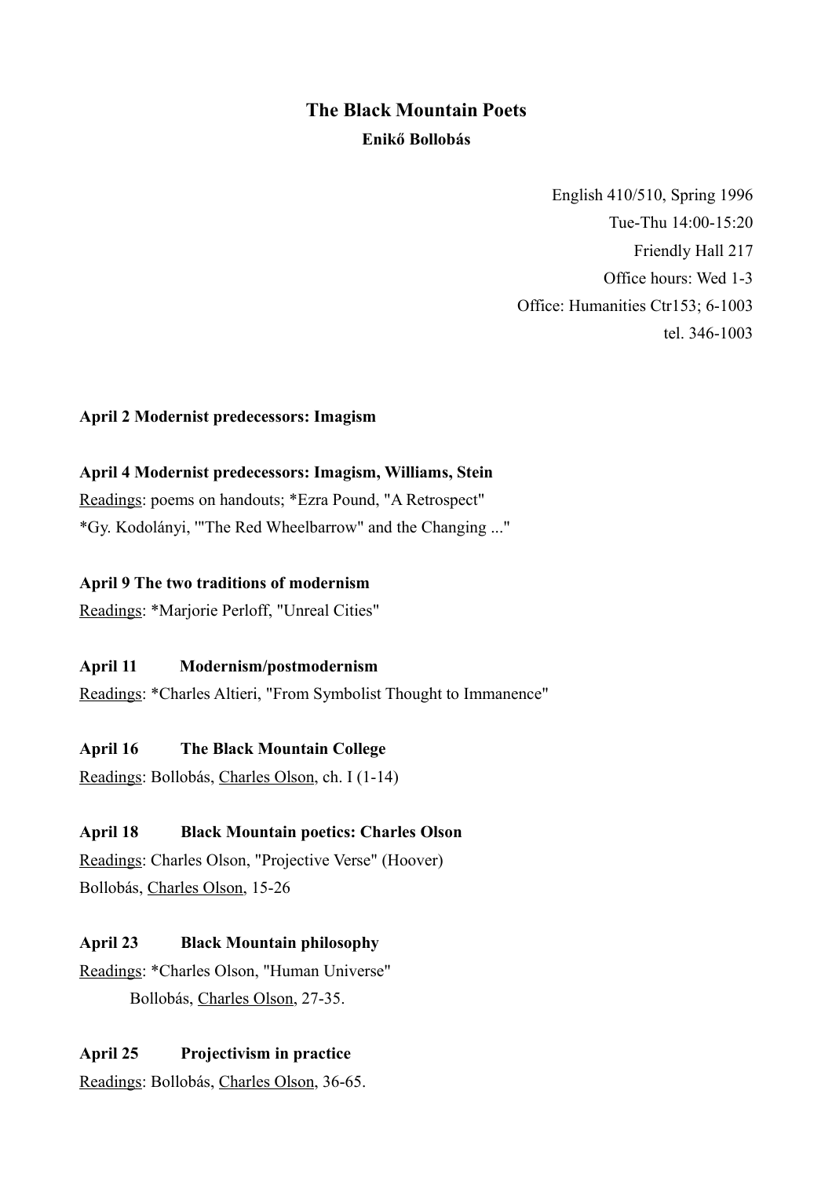# The Black Mountain Poets

**Enikő Bollobás**

English 410/510, Spring 1996
Tue-Thu 14:00-15:20
Friendly Hall 217
Office hours: Wed 1-3
Office: Humanities Ctr153; 6-1003
tel. 346-1003

**April 2 Modernist predecessors: Imagism**

**April 4 Modernist predecessors: Imagism, Williams, Stein**
Readings: poems on handouts; *Ezra Pound, "A Retrospect"
*Gy. Kodolányi, '"The Red Wheelbarrow" and the Changing ..."

**April 9 The two traditions of modernism**
Readings: *Marjorie Perloff, "Unreal Cities"

**April 11 Modernism/postmodernism**
Readings: *Charles Altieri, "From Symbolist Thought to Immanence"

**April 16 The Black Mountain College**
Readings: Bollobás, Charles Olson, ch. I (1-14)

**April 18 Black Mountain poetics: Charles Olson**
Readings: Charles Olson, "Projective Verse" (Hoover)
Bollobás, Charles Olson, 15-26

**April 23 Black Mountain philosophy**
Readings: *Charles Olson, "Human Universe"
Bollobás, Charles Olson, 27-35.

**April 25 Projectivism in practice**
Readings: Bollobás, Charles Olson, 36-65.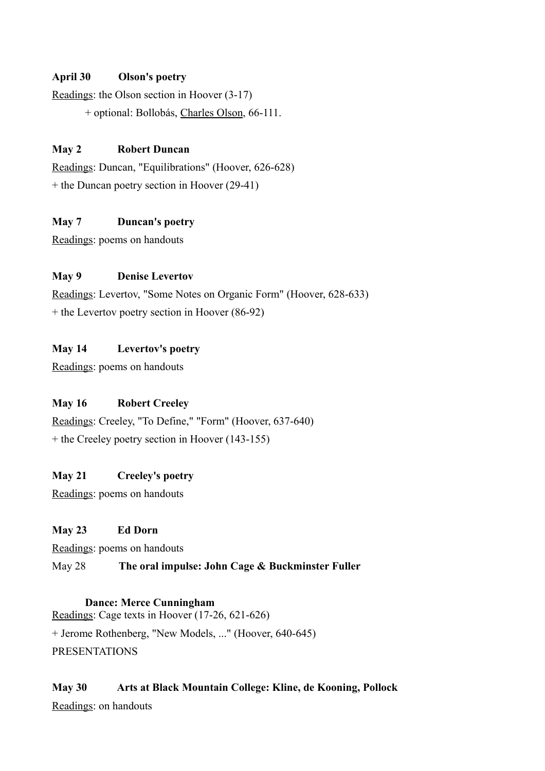**April 30 Olson's poetry**

Readings: the Olson section in Hoover (3-17)

+ optional: Bollobás, Charles Olson, 66-111.

**May 2 Robert Duncan**

Readings: Duncan, "Equilibrations" (Hoover, 626-628)

+ the Duncan poetry section in Hoover (29-41)

**May 7 Duncan's poetry**

Readings: poems on handouts

**May 9 Denise Levertov**

Readings: Levertov, "Some Notes on Organic Form" (Hoover, 628-633)

+ the Levertov poetry section in Hoover (86-92)

**May 14 Levertov's poetry**

Readings: poems on handouts

**May 16 Robert Creeley**

Readings: Creeley, "To Define," "Form" (Hoover, 637-640)

+ the Creeley poetry section in Hoover (143-155)

**May 21 Creeley's poetry**

Readings: poems on handouts

**May 23 Ed Dorn**

Readings: poems on handouts

May 28 **The oral impulse: John Cage & Buckminster Fuller**

**Dance: Merce Cunningham**

Readings: Cage texts in Hoover (17-26, 621-626)

+ Jerome Rothenberg, "New Models, ..." (Hoover, 640-645)

PRESENTATIONS

**May 30 Arts at Black Mountain College: Kline, de Kooning, Pollock**

Readings: on handouts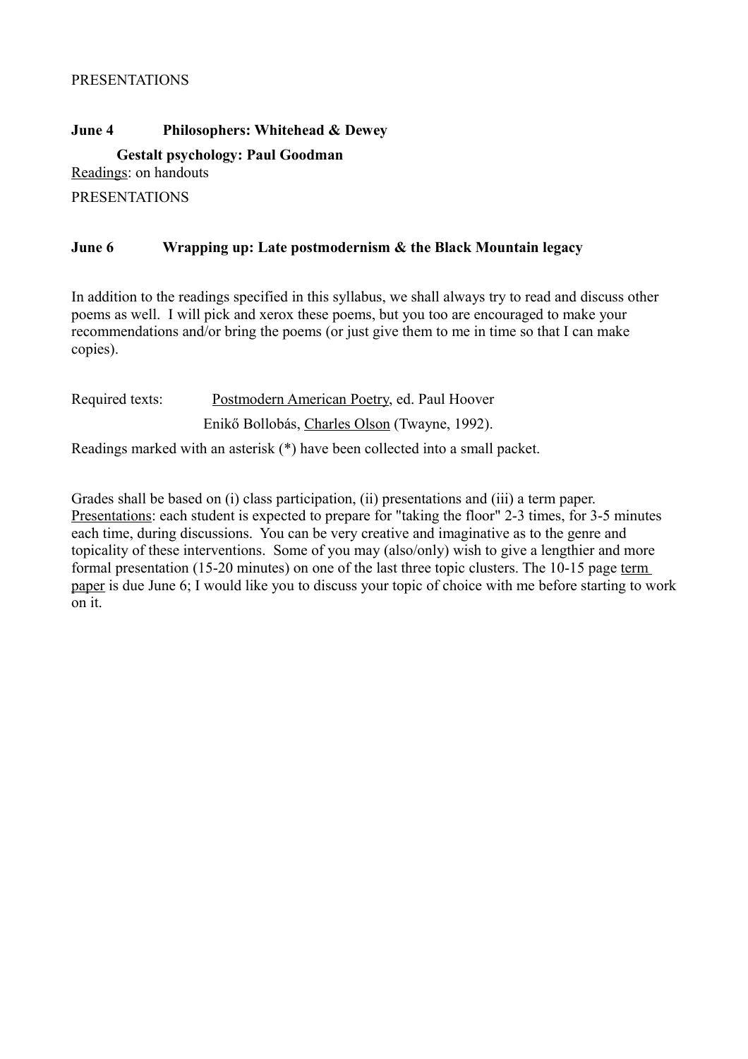PRESENTATIONS

**June 4 Philosophers: Whitehead & Dewey**

**Gestalt psychology: Paul Goodman**

Readings: on handouts

PRESENTATIONS

**June 6 Wrapping up: Late postmodernism & the Black Mountain legacy**

In addition to the readings specified in this syllabus, we shall always try to read and discuss other poems as well. I will pick and xerox these poems, but you too are encouraged to make your recommendations and/or bring the poems (or just give them to me in time so that I can make copies).

Required texts: Postmodern American Poetry, ed. Paul Hoover

Enikő Bollobás, Charles Olson (Twayne, 1992).

Readings marked with an asterisk (*) have been collected into a small packet.

Grades shall be based on (i) class participation, (ii) presentations and (iii) a term paper. Presentations: each student is expected to prepare for "taking the floor" 2-3 times, for 3-5 minutes each time, during discussions. You can be very creative and imaginative as to the genre and topicality of these interventions. Some of you may (also/only) wish to give a lengthier and more formal presentation (15-20 minutes) on one of the last three topic clusters. The 10-15 page term paper is due June 6; I would like you to discuss your topic of choice with me before starting to work on it.